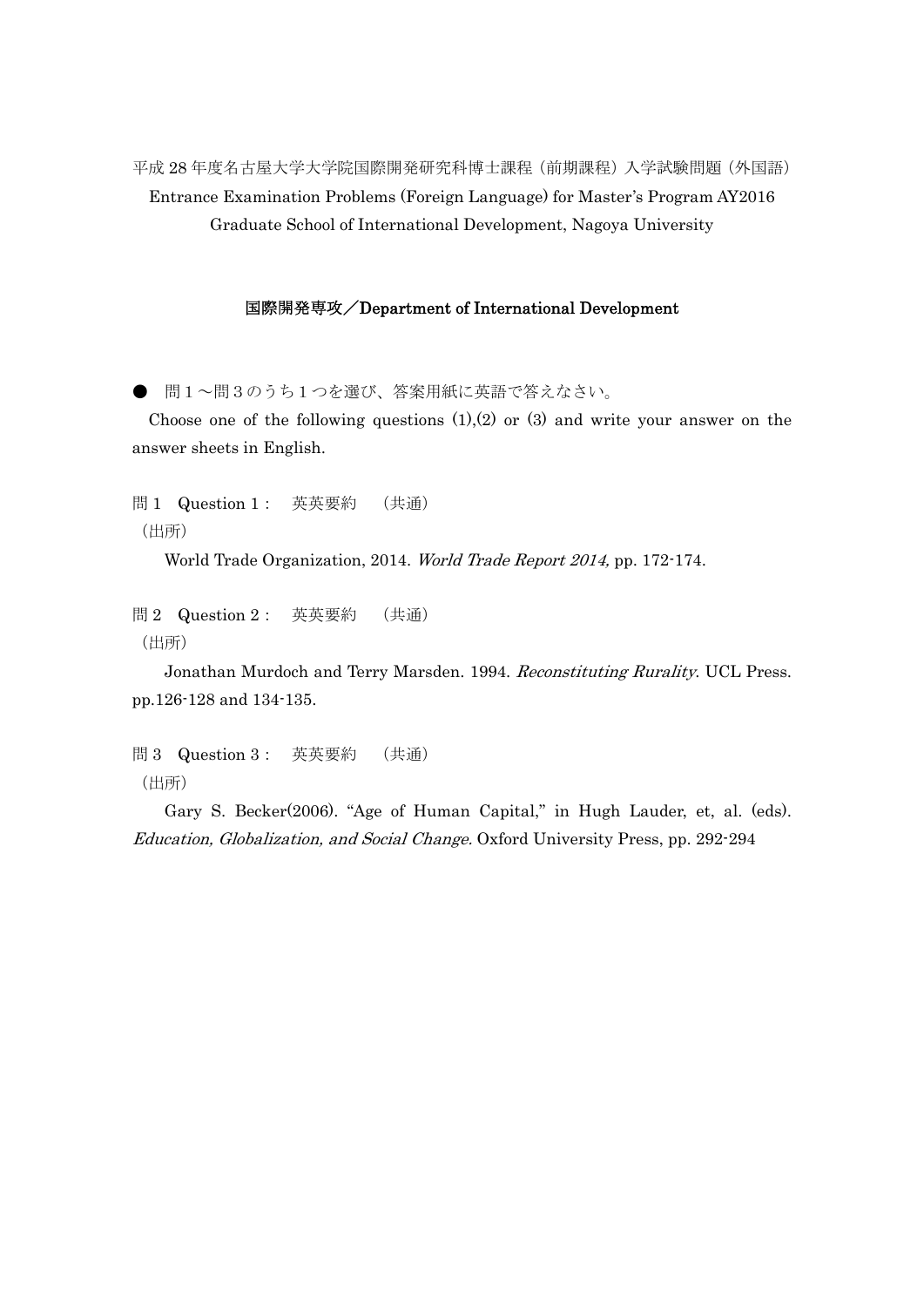平成 28 年度名古屋大学大学院国際開発研究科博士課程（前期課程）入学試験問題（外国語）
Entrance Examination Problems (Foreign Language) for Master's Program AY2016
Graduate School of International Development, Nagoya University

**国際開発専攻／Department of International Development**

● 問１～問３のうち１つを選び、答案用紙に英語で答えなさい。

Choose one of the following questions (1),(2) or (3) and write your answer on the answer sheets in English.

問１　Question 1：　英英要約　（共通）
（出所）

World Trade Organization, 2014. *World Trade Report 2014,* pp. 172-174.

問２　Question 2：　英英要約　（共通）
（出所）

Jonathan Murdoch and Terry Marsden. 1994. *Reconstituting Rurality*. UCL Press. pp.126-128 and 134-135.

問３　Question 3：　英英要約　（共通）
（出所）

Gary S. Becker(2006). "Age of Human Capital," in Hugh Lauder, et, al. (eds). *Education, Globalization, and Social Change.* Oxford University Press, pp. 292-294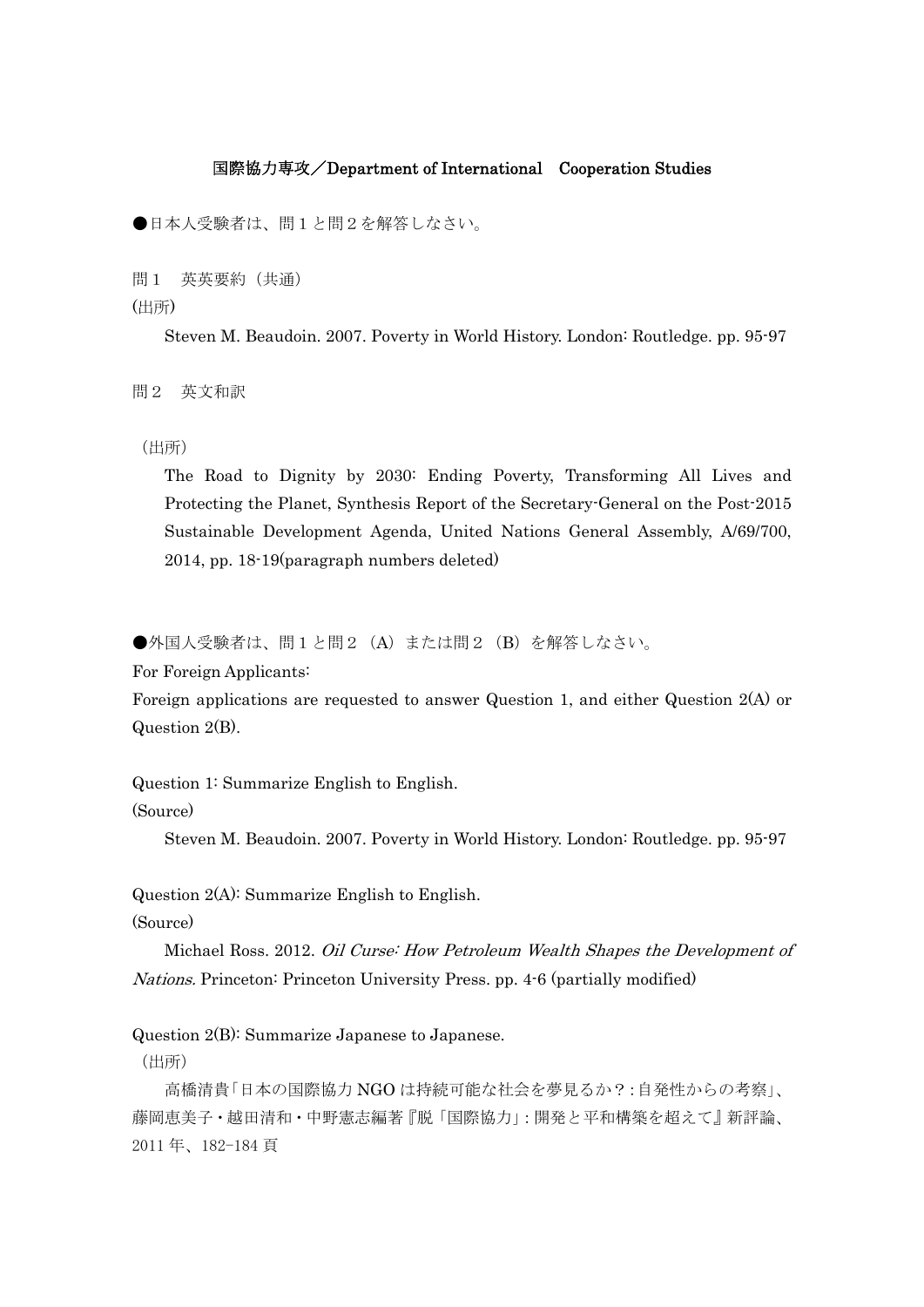# 国際協力専攻／Department of International　Cooperation Studies

●日本人受験者は、問１と問２を解答しなさい。

問１　英英要約（共通）

(出所)

Steven M. Beaudoin. 2007. Poverty in World History. London: Routledge. pp. 95-97

問２　英文和訳

（出所）

The Road to Dignity by 2030: Ending Poverty, Transforming All Lives and Protecting the Planet, Synthesis Report of the Secretary-General on the Post-2015 Sustainable Development Agenda, United Nations General Assembly, A/69/700, 2014, pp. 18-19(paragraph numbers deleted)

●外国人受験者は、問１と問２（A）または問２（B）を解答しなさい。

For Foreign Applicants:

Foreign applications are requested to answer Question 1, and either Question 2(A) or Question 2(B).

Question 1: Summarize English to English.

(Source)

Steven M. Beaudoin. 2007. Poverty in World History. London: Routledge. pp. 95-97

Question 2(A): Summarize English to English.

(Source)

Michael Ross. 2012. *Oil Curse: How Petroleum Wealth Shapes the Development of Nations.* Princeton: Princeton University Press. pp. 4-6 (partially modified)

Question 2(B): Summarize Japanese to Japanese.

（出所）

高橋清貴「日本の国際協力 NGO は持続可能な社会を夢見るか？：自発性からの考察」、藤岡恵美子・越田清和・中野憲志編著『脱「国際協力」：開発と平和構築を超えて』新評論、2011 年、182-184 頁